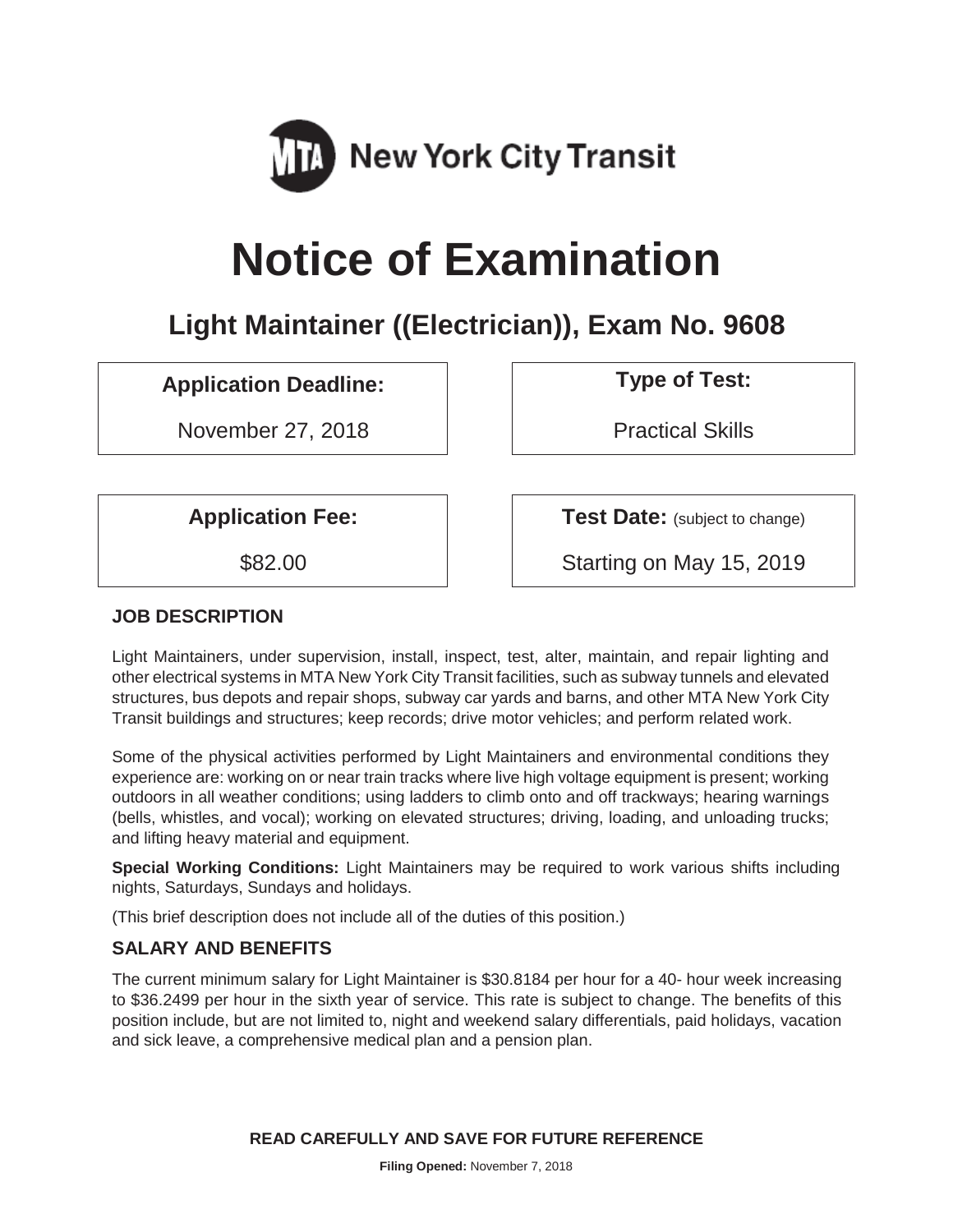New York City Transit

# Notice of Examination

## Light Maintainer ((Electrician)), Exam No. 9608

**Application Deadline:**

November 27, 2018

**Type of Test:**

Practical Skills

**Application Fee:**

$82.00

**Test Date:** (subject to change)

Starting on May 15, 2019

### JOB DESCRIPTION

Light Maintainers, under supervision, install, inspect, test, alter, maintain, and repair lighting and other electrical systems in MTA New York City Transit facilities, such as subway tunnels and elevated structures, bus depots and repair shops, subway car yards and barns, and other MTA New York City Transit buildings and structures; keep records; drive motor vehicles; and perform related work.

Some of the physical activities performed by Light Maintainers and environmental conditions they experience are: working on or near train tracks where live high voltage equipment is present; working outdoors in all weather conditions; using ladders to climb onto and off trackways; hearing warnings (bells, whistles, and vocal); working on elevated structures; driving, loading, and unloading trucks; and lifting heavy material and equipment.

**Special Working Conditions:** Light Maintainers may be required to work various shifts including nights, Saturdays, Sundays and holidays.

(This brief description does not include all of the duties of this position.)

### SALARY AND BENEFITS

The current minimum salary for Light Maintainer is $30.8184 per hour for a 40- hour week increasing to $36.2499 per hour in the sixth year of service. This rate is subject to change. The benefits of this position include, but are not limited to, night and weekend salary differentials, paid holidays, vacation and sick leave, a comprehensive medical plan and a pension plan.

**READ CAREFULLY AND SAVE FOR FUTURE REFERENCE**

**Filing Opened:** November 7, 2018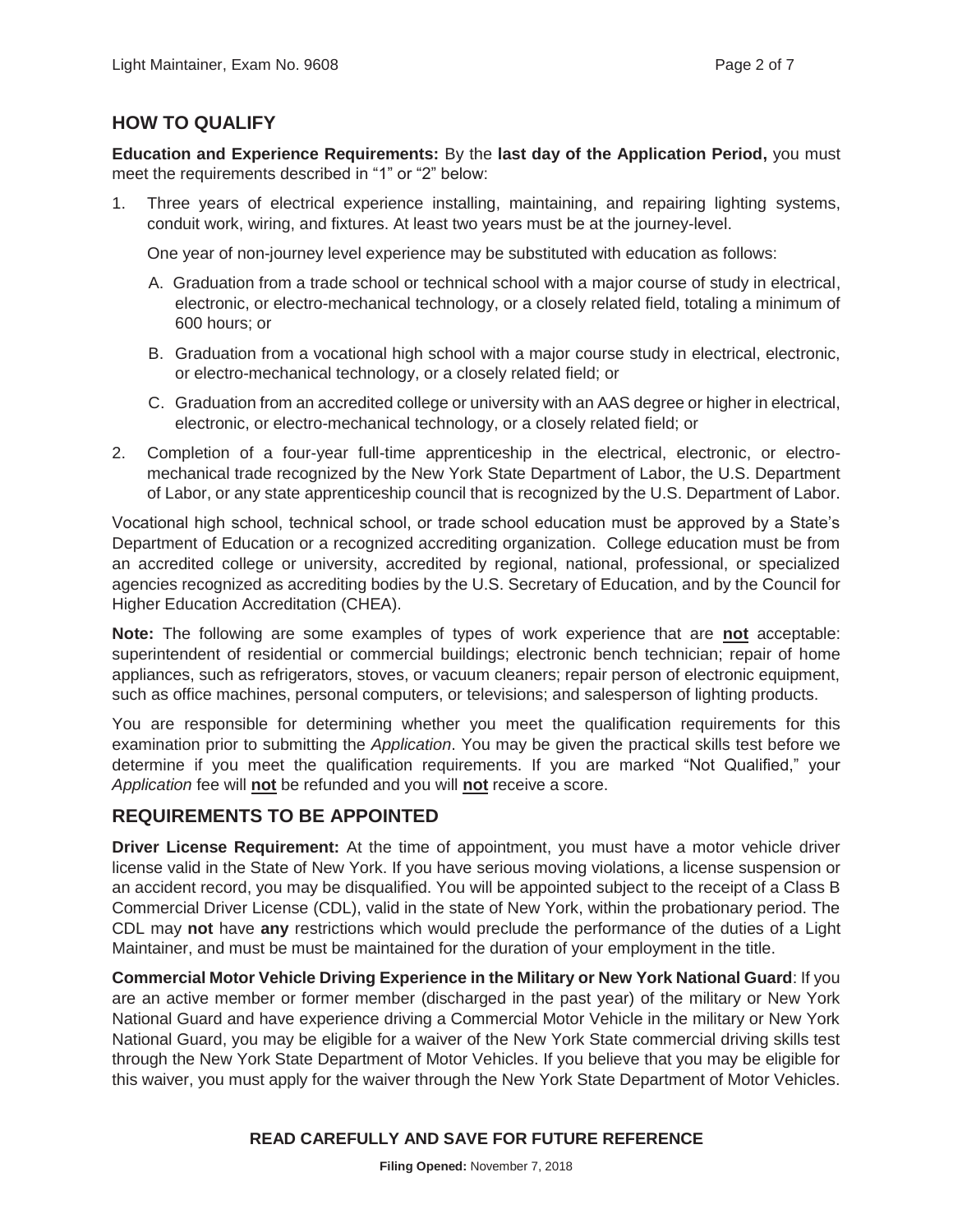## HOW TO QUALIFY

**Education and Experience Requirements:** By the **last day of the Application Period,** you must meet the requirements described in "1" or "2" below:

1. Three years of electrical experience installing, maintaining, and repairing lighting systems, conduit work, wiring, and fixtures. At least two years must be at the journey-level.

   One year of non-journey level experience may be substituted with education as follows:

   A. Graduation from a trade school or technical school with a major course of study in electrical, electronic, or electro-mechanical technology, or a closely related field, totaling a minimum of 600 hours; or

   B. Graduation from a vocational high school with a major course study in electrical, electronic, or electro-mechanical technology, or a closely related field; or

   C. Graduation from an accredited college or university with an AAS degree or higher in electrical, electronic, or electro-mechanical technology, or a closely related field; or

2. Completion of a four-year full-time apprenticeship in the electrical, electronic, or electro-mechanical trade recognized by the New York State Department of Labor, the U.S. Department of Labor, or any state apprenticeship council that is recognized by the U.S. Department of Labor.

Vocational high school, technical school, or trade school education must be approved by a State's Department of Education or a recognized accrediting organization. College education must be from an accredited college or university, accredited by regional, national, professional, or specialized agencies recognized as accrediting bodies by the U.S. Secretary of Education, and by the Council for Higher Education Accreditation (CHEA).

**Note:** The following are some examples of types of work experience that are **not** acceptable: superintendent of residential or commercial buildings; electronic bench technician; repair of home appliances, such as refrigerators, stoves, or vacuum cleaners; repair person of electronic equipment, such as office machines, personal computers, or televisions; and salesperson of lighting products.

You are responsible for determining whether you meet the qualification requirements for this examination prior to submitting the *Application*. You may be given the practical skills test before we determine if you meet the qualification requirements. If you are marked "Not Qualified," your *Application* fee will **not** be refunded and you will **not** receive a score.

## REQUIREMENTS TO BE APPOINTED

**Driver License Requirement:** At the time of appointment, you must have a motor vehicle driver license valid in the State of New York. If you have serious moving violations, a license suspension or an accident record, you may be disqualified. You will be appointed subject to the receipt of a Class B Commercial Driver License (CDL), valid in the state of New York, within the probationary period. The CDL may **not** have **any** restrictions which would preclude the performance of the duties of a Light Maintainer, and must be must be maintained for the duration of your employment in the title.

**Commercial Motor Vehicle Driving Experience in the Military or New York National Guard**: If you are an active member or former member (discharged in the past year) of the military or New York National Guard and have experience driving a Commercial Motor Vehicle in the military or New York National Guard, you may be eligible for a waiver of the New York State commercial driving skills test through the New York State Department of Motor Vehicles. If you believe that you may be eligible for this waiver, you must apply for the waiver through the New York State Department of Motor Vehicles.

**READ CAREFULLY AND SAVE FOR FUTURE REFERENCE**

**Filing Opened:** November 7, 2018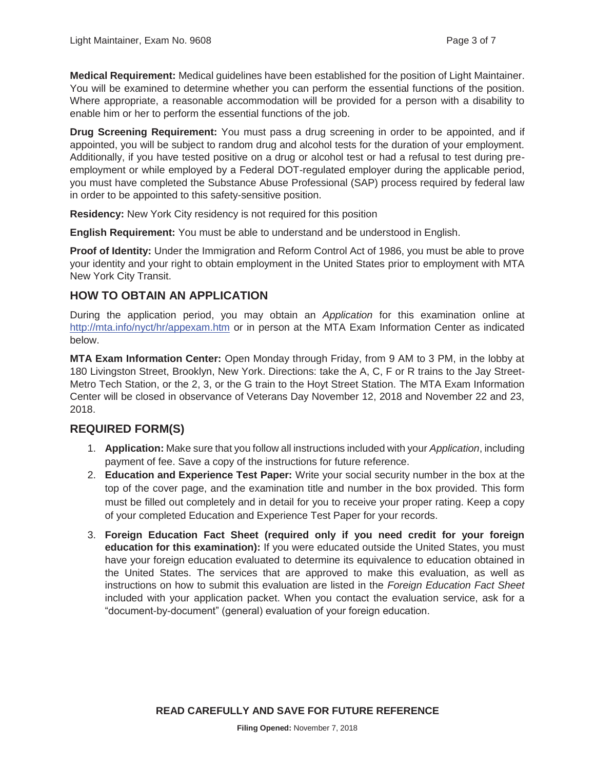**Medical Requirement:** Medical guidelines have been established for the position of Light Maintainer. You will be examined to determine whether you can perform the essential functions of the position. Where appropriate, a reasonable accommodation will be provided for a person with a disability to enable him or her to perform the essential functions of the job.

**Drug Screening Requirement:** You must pass a drug screening in order to be appointed, and if appointed, you will be subject to random drug and alcohol tests for the duration of your employment. Additionally, if you have tested positive on a drug or alcohol test or had a refusal to test during pre-employment or while employed by a Federal DOT-regulated employer during the applicable period, you must have completed the Substance Abuse Professional (SAP) process required by federal law in order to be appointed to this safety-sensitive position.

**Residency:** New York City residency is not required for this position

**English Requirement:** You must be able to understand and be understood in English.

**Proof of Identity:** Under the Immigration and Reform Control Act of 1986, you must be able to prove your identity and your right to obtain employment in the United States prior to employment with MTA New York City Transit.

## HOW TO OBTAIN AN APPLICATION

During the application period, you may obtain an *Application* for this examination online at http://mta.info/nyct/hr/appexam.htm or in person at the MTA Exam Information Center as indicated below.

**MTA Exam Information Center:** Open Monday through Friday, from 9 AM to 3 PM, in the lobby at 180 Livingston Street, Brooklyn, New York. Directions: take the A, C, F or R trains to the Jay Street-Metro Tech Station, or the 2, 3, or the G train to the Hoyt Street Station. The MTA Exam Information Center will be closed in observance of Veterans Day November 12, 2018 and November 22 and 23, 2018.

## REQUIRED FORM(S)

1. **Application:** Make sure that you follow all instructions included with your *Application*, including payment of fee. Save a copy of the instructions for future reference.
2. **Education and Experience Test Paper:** Write your social security number in the box at the top of the cover page, and the examination title and number in the box provided. This form must be filled out completely and in detail for you to receive your proper rating. Keep a copy of your completed Education and Experience Test Paper for your records.
3. **Foreign Education Fact Sheet (required only if you need credit for your foreign education for this examination):** If you were educated outside the United States, you must have your foreign education evaluated to determine its equivalence to education obtained in the United States. The services that are approved to make this evaluation, as well as instructions on how to submit this evaluation are listed in the *Foreign Education Fact Sheet* included with your application packet. When you contact the evaluation service, ask for a "document-by-document" (general) evaluation of your foreign education.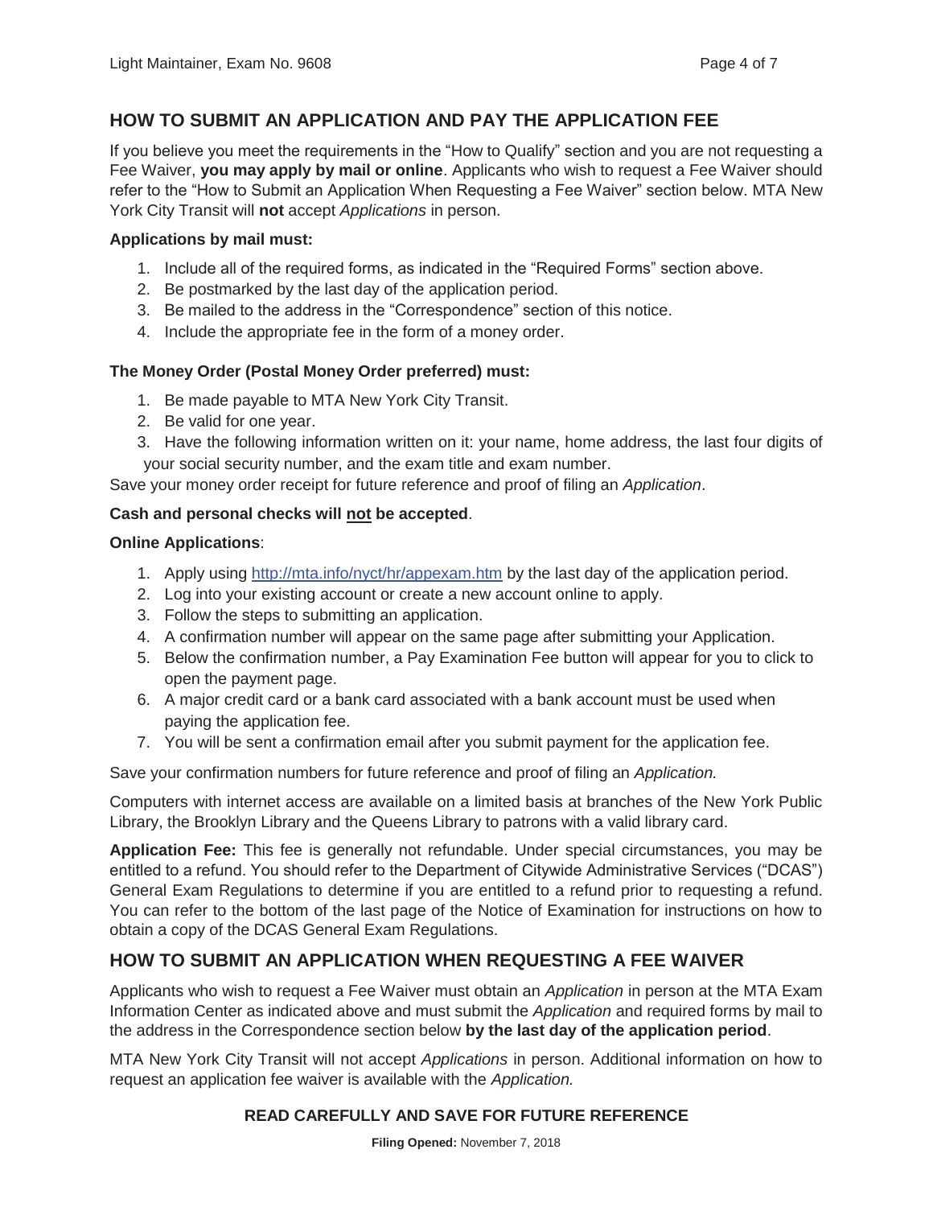## HOW TO SUBMIT AN APPLICATION AND PAY THE APPLICATION FEE

If you believe you meet the requirements in the "How to Qualify" section and you are not requesting a Fee Waiver, **you may apply by mail or online**. Applicants who wish to request a Fee Waiver should refer to the "How to Submit an Application When Requesting a Fee Waiver" section below. MTA New York City Transit will **not** accept *Applications* in person.

**Applications by mail must:**

1. Include all of the required forms, as indicated in the "Required Forms" section above.
2. Be postmarked by the last day of the application period.
3. Be mailed to the address in the "Correspondence" section of this notice.
4. Include the appropriate fee in the form of a money order.

**The Money Order (Postal Money Order preferred) must:**

1. Be made payable to MTA New York City Transit.
2. Be valid for one year.
3. Have the following information written on it: your name, home address, the last four digits of your social security number, and the exam title and exam number.

Save your money order receipt for future reference and proof of filing an *Application*.

**Cash and personal checks will <u>not</u> be accepted**.

**Online Applications**:

1. Apply using http://mta.info/nyct/hr/appexam.htm by the last day of the application period.
2. Log into your existing account or create a new account online to apply.
3. Follow the steps to submitting an application.
4. A confirmation number will appear on the same page after submitting your Application.
5. Below the confirmation number, a Pay Examination Fee button will appear for you to click to open the payment page.
6. A major credit card or a bank card associated with a bank account must be used when paying the application fee.
7. You will be sent a confirmation email after you submit payment for the application fee.

Save your confirmation numbers for future reference and proof of filing an *Application.*

Computers with internet access are available on a limited basis at branches of the New York Public Library, the Brooklyn Library and the Queens Library to patrons with a valid library card.

**Application Fee:** This fee is generally not refundable. Under special circumstances, you may be entitled to a refund. You should refer to the Department of Citywide Administrative Services ("DCAS") General Exam Regulations to determine if you are entitled to a refund prior to requesting a refund. You can refer to the bottom of the last page of the Notice of Examination for instructions on how to obtain a copy of the DCAS General Exam Regulations.

## HOW TO SUBMIT AN APPLICATION WHEN REQUESTING A FEE WAIVER

Applicants who wish to request a Fee Waiver must obtain an *Application* in person at the MTA Exam Information Center as indicated above and must submit the *Application* and required forms by mail to the address in the Correspondence section below **by the last day of the application period**.

MTA New York City Transit will not accept *Applications* in person. Additional information on how to request an application fee waiver is available with the *Application.*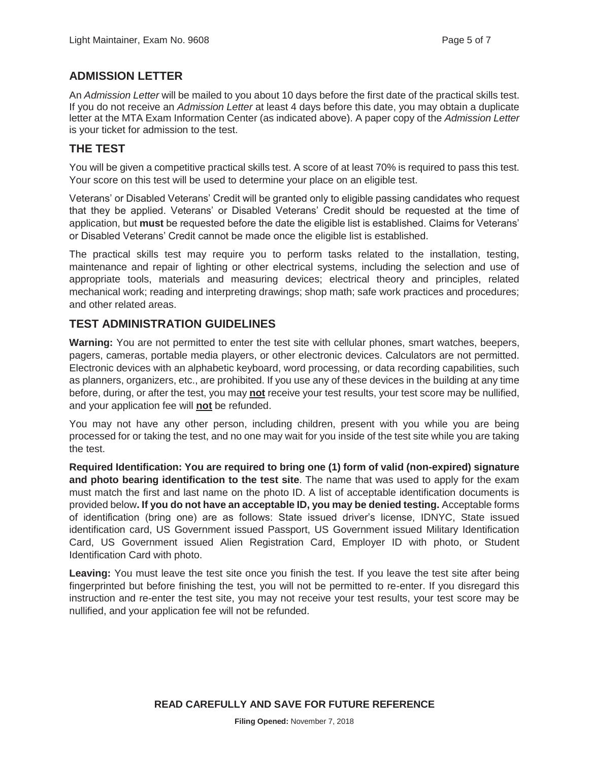## ADMISSION LETTER

An *Admission Letter* will be mailed to you about 10 days before the first date of the practical skills test. If you do not receive an *Admission Letter* at least 4 days before this date, you may obtain a duplicate letter at the MTA Exam Information Center (as indicated above). A paper copy of the *Admission Letter* is your ticket for admission to the test.

## THE TEST

You will be given a competitive practical skills test. A score of at least 70% is required to pass this test. Your score on this test will be used to determine your place on an eligible test.

Veterans' or Disabled Veterans' Credit will be granted only to eligible passing candidates who request that they be applied. Veterans' or Disabled Veterans' Credit should be requested at the time of application, but **must** be requested before the date the eligible list is established. Claims for Veterans' or Disabled Veterans' Credit cannot be made once the eligible list is established.

The practical skills test may require you to perform tasks related to the installation, testing, maintenance and repair of lighting or other electrical systems, including the selection and use of appropriate tools, materials and measuring devices; electrical theory and principles, related mechanical work; reading and interpreting drawings; shop math; safe work practices and procedures; and other related areas.

## TEST ADMINISTRATION GUIDELINES

**Warning:** You are not permitted to enter the test site with cellular phones, smart watches, beepers, pagers, cameras, portable media players, or other electronic devices. Calculators are not permitted. Electronic devices with an alphabetic keyboard, word processing, or data recording capabilities, such as planners, organizers, etc., are prohibited. If you use any of these devices in the building at any time before, during, or after the test, you may **not** receive your test results, your test score may be nullified, and your application fee will **not** be refunded.

You may not have any other person, including children, present with you while you are being processed for or taking the test, and no one may wait for you inside of the test site while you are taking the test.

**Required Identification: You are required to bring one (1) form of valid (non-expired) signature and photo bearing identification to the test site**. The name that was used to apply for the exam must match the first and last name on the photo ID. A list of acceptable identification documents is provided below**. If you do not have an acceptable ID, you may be denied testing.** Acceptable forms of identification (bring one) are as follows: State issued driver's license, IDNYC, State issued identification card, US Government issued Passport, US Government issued Military Identification Card, US Government issued Alien Registration Card, Employer ID with photo, or Student Identification Card with photo.

**Leaving:** You must leave the test site once you finish the test. If you leave the test site after being fingerprinted but before finishing the test, you will not be permitted to re-enter. If you disregard this instruction and re-enter the test site, you may not receive your test results, your test score may be nullified, and your application fee will not be refunded.

**READ CAREFULLY AND SAVE FOR FUTURE REFERENCE**

**Filing Opened:** November 7, 2018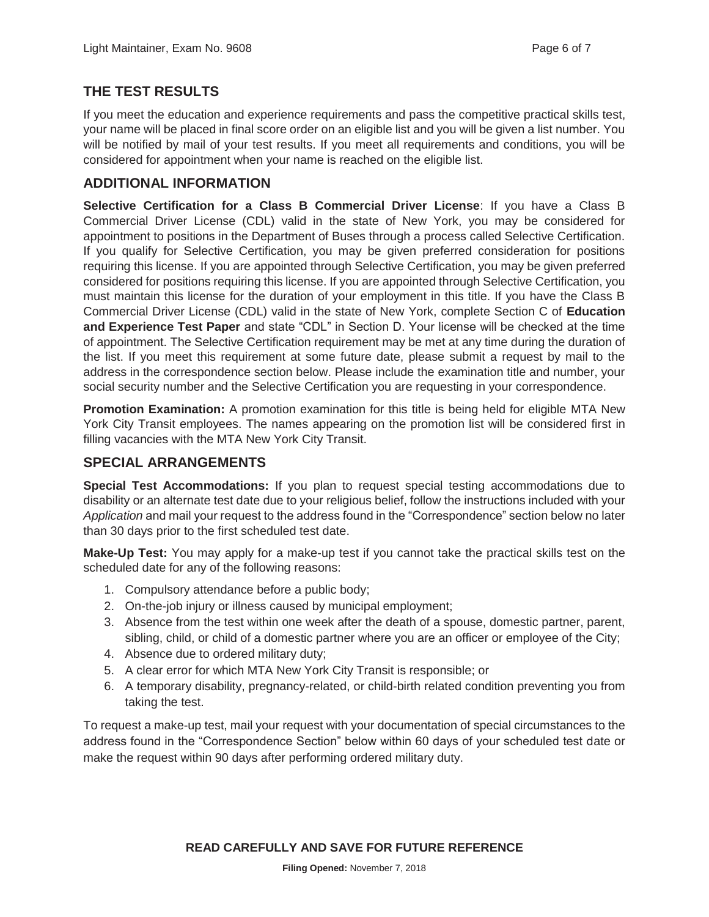## THE TEST RESULTS

If you meet the education and experience requirements and pass the competitive practical skills test, your name will be placed in final score order on an eligible list and you will be given a list number. You will be notified by mail of your test results. If you meet all requirements and conditions, you will be considered for appointment when your name is reached on the eligible list.

## ADDITIONAL INFORMATION

**Selective Certification for a Class B Commercial Driver License**: If you have a Class B Commercial Driver License (CDL) valid in the state of New York, you may be considered for appointment to positions in the Department of Buses through a process called Selective Certification. If you qualify for Selective Certification, you may be given preferred consideration for positions requiring this license. If you are appointed through Selective Certification, you may be given preferred considered for positions requiring this license. If you are appointed through Selective Certification, you must maintain this license for the duration of your employment in this title. If you have the Class B Commercial Driver License (CDL) valid in the state of New York, complete Section C of **Education and Experience Test Paper** and state "CDL" in Section D. Your license will be checked at the time of appointment. The Selective Certification requirement may be met at any time during the duration of the list. If you meet this requirement at some future date, please submit a request by mail to the address in the correspondence section below. Please include the examination title and number, your social security number and the Selective Certification you are requesting in your correspondence.

**Promotion Examination:** A promotion examination for this title is being held for eligible MTA New York City Transit employees. The names appearing on the promotion list will be considered first in filling vacancies with the MTA New York City Transit.

## SPECIAL ARRANGEMENTS

**Special Test Accommodations:** If you plan to request special testing accommodations due to disability or an alternate test date due to your religious belief, follow the instructions included with your *Application* and mail your request to the address found in the "Correspondence" section below no later than 30 days prior to the first scheduled test date.

**Make-Up Test:** You may apply for a make-up test if you cannot take the practical skills test on the scheduled date for any of the following reasons:

1. Compulsory attendance before a public body;
2. On-the-job injury or illness caused by municipal employment;
3. Absence from the test within one week after the death of a spouse, domestic partner, parent, sibling, child, or child of a domestic partner where you are an officer or employee of the City;
4. Absence due to ordered military duty;
5. A clear error for which MTA New York City Transit is responsible; or
6. A temporary disability, pregnancy-related, or child-birth related condition preventing you from taking the test.

To request a make-up test, mail your request with your documentation of special circumstances to the address found in the "Correspondence Section" below within 60 days of your scheduled test date or make the request within 90 days after performing ordered military duty.

**READ CAREFULLY AND SAVE FOR FUTURE REFERENCE**

**Filing Opened:** November 7, 2018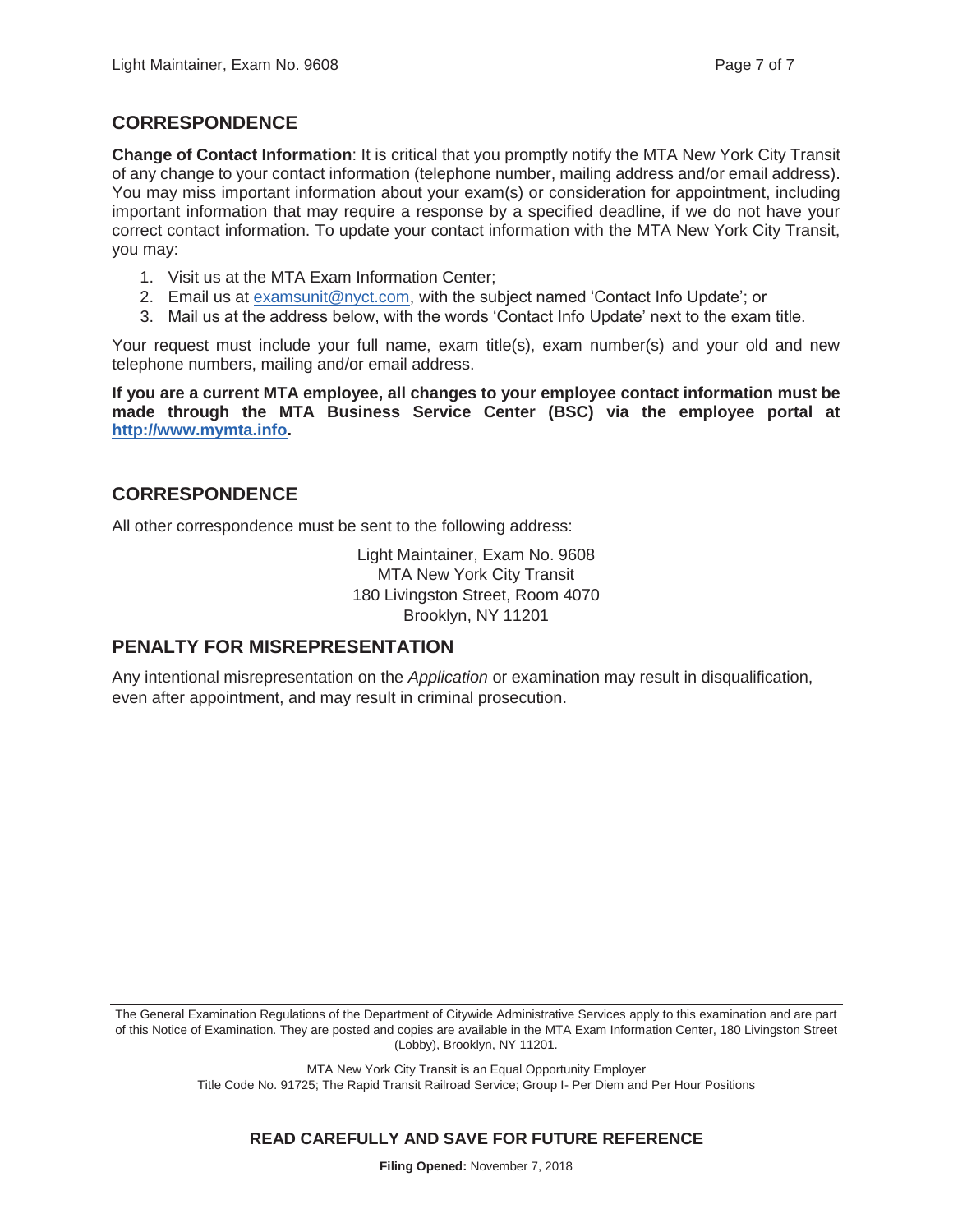## CORRESPONDENCE

**Change of Contact Information**: It is critical that you promptly notify the MTA New York City Transit of any change to your contact information (telephone number, mailing address and/or email address). You may miss important information about your exam(s) or consideration for appointment, including important information that may require a response by a specified deadline, if we do not have your correct contact information. To update your contact information with the MTA New York City Transit, you may:

1. Visit us at the MTA Exam Information Center;
2. Email us at examsunit@nyct.com, with the subject named 'Contact Info Update'; or
3. Mail us at the address below, with the words 'Contact Info Update' next to the exam title.

Your request must include your full name, exam title(s), exam number(s) and your old and new telephone numbers, mailing and/or email address.

**If you are a current MTA employee, all changes to your employee contact information must be made through the MTA Business Service Center (BSC) via the employee portal at http://www.mymta.info.**

## CORRESPONDENCE

All other correspondence must be sent to the following address:

Light Maintainer, Exam No. 9608
MTA New York City Transit
180 Livingston Street, Room 4070
Brooklyn, NY 11201

## PENALTY FOR MISREPRESENTATION

Any intentional misrepresentation on the *Application* or examination may result in disqualification, even after appointment, and may result in criminal prosecution.

The General Examination Regulations of the Department of Citywide Administrative Services apply to this examination and are part of this Notice of Examination. They are posted and copies are available in the MTA Exam Information Center, 180 Livingston Street (Lobby), Brooklyn, NY 11201.

MTA New York City Transit is an Equal Opportunity Employer
Title Code No. 91725; The Rapid Transit Railroad Service; Group I- Per Diem and Per Hour Positions

**READ CAREFULLY AND SAVE FOR FUTURE REFERENCE**

**Filing Opened:** November 7, 2018